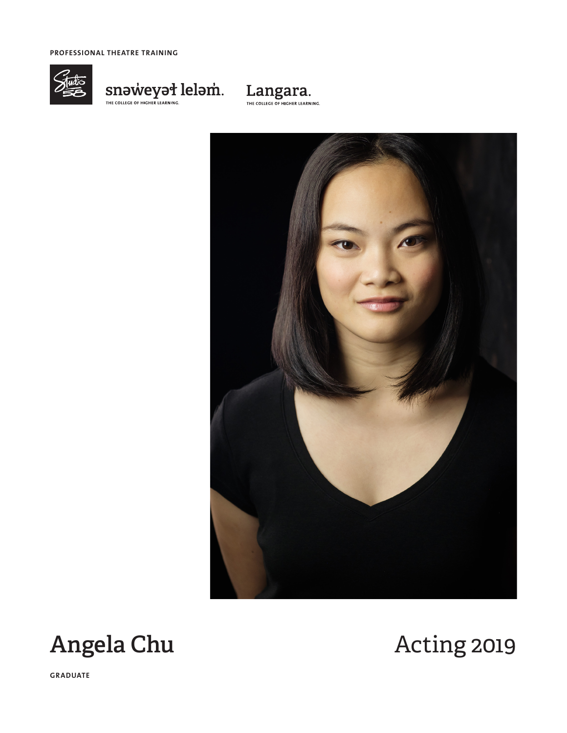PROFESSIONAL THEATRE TRAINING

Studio 58

snəw̓eyəɬ leləm̓.
THE COLLEGE OF HIGHER LEARNING.

Langara.
THE COLLEGE OF HIGHER LEARNING.

# Angela Chu

# Acting 2019

GRADUATE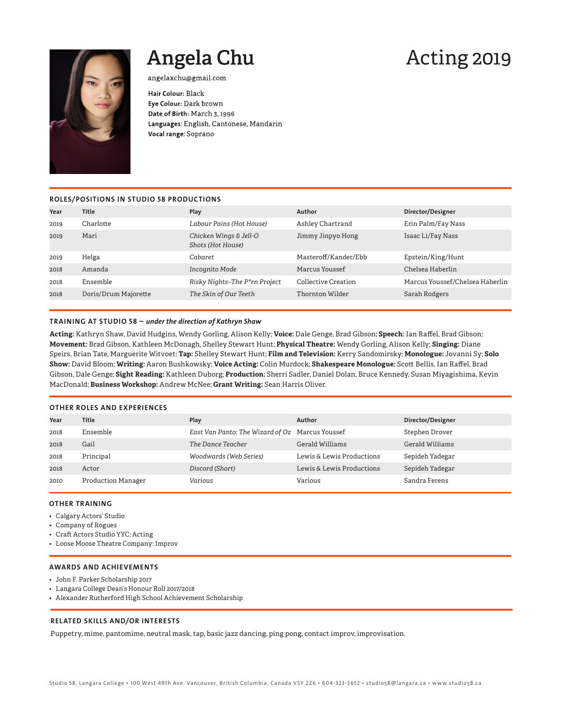# Angela Chu

# Acting 2019

angelaxchu@gmail.com

**Hair Colour:** Black
**Eye Colour:** Dark brown
**Date of Birth:** March 3, 1996
**Languages**: English, Cantonese, Mandarin
**Vocal range**: Soprano

## ROLES/POSITIONS IN STUDIO 58 PRODUCTIONS

| Year | Title | Play | Author | Director/Designer |
|---|---|---|---|---|
| 2019 | Charlotte | *Labour Pains (Hot House)* | Ashley Chartrand | Erin Palm/Fay Nass |
| 2019 | Mari | *Chicken Wings & Jell-O Shots (Hot House)* | Jimmy Jinpyo Hong | Isaac Li/Fay Nass |
| 2019 | Helga | *Cabaret* | Masteroff/Kander/Ebb | Epstein/King/Hunt |
| 2018 | Amanda | *Incognito Mode* | Marcus Youssef | Chelsea Haberlin |
| 2018 | Ensemble | *Risky Nights–The P*rn Project* | Collective Creation | Marcus Youssef/Chelsea Haberlin |
| 2018 | Doris/Drum Majorette | *The Skin of Our Teeth* | Thornton Wilder | Sarah Rodgers |

## TRAINING AT STUDIO 58 – *under the direction of Kathryn Shaw*

**Acting:** Kathryn Shaw, David Hudgins, Wendy Gorling, Alison Kelly; **Voice:** Dale Genge, Brad Gibson; **Speech:** Ian Raffel, Brad Gibson; **Movement:** Brad Gibson, Kathleen McDonagh, Shelley Stewart Hunt; **Physical Theatre:** Wendy Gorling, Alison Kelly; **Singing:** Diane Speirs, Brian Tate, Marguerite Witvoet; **Tap:** Shelley Stewart Hunt; **Film and Television:** Kerry Sandomirsky; **Monologue:** Jovanni Sy; **Solo Show:** David Bloom; **Writing:** Aaron Bushkowsky; **Voice Acting:** Colin Murdock; **Shakespeare Monologue:** Scott Bellis, Ian Raffel, Brad Gibson, Dale Genge; **Sight Reading:** Kathleen Duborg; **Production:** Sherri Sadler, Daniel Dolan, Bruce Kennedy, Susan Miyagishima, Kevin MacDonald; **Business Workshop:** Andrew McNee; **Grant Writing:** Sean Harris Oliver.

## OTHER ROLES AND EXPERIENCES

| Year | Title | Play | Author | Director/Designer |
|---|---|---|---|---|
| 2018 | Ensemble | *East Van Panto: The Wizard of Oz* | Marcus Youssef | Stephen Drover |
| 2018 | Gail | *The Dance Teacher* | Gerald Williams | Gerald Williams |
| 2018 | Principal | *Woodwards (Web Series)* | Lewis & Lewis Productions | Sepideh Yadegar |
| 2018 | Actor | *Discord (Short)* | Lewis & Lewis Productions | Sepideh Yadegar |
| 2010 | Production Manager | *Various* | Various | Sandra Ferens |

## OTHER TRAINING

- Calgary Actors' Studio
- Company of Rogues
- Craft Actors Studio YYC: Acting
- Loose Moose Theatre Company: Improv

## AWARDS AND ACHIEVEMENTS

- John F. Parker Scholarship 2017
- Langara College Dean's Honour Roll 2017/2018
- Alexander Rutherford High School Achievement Scholarship

## RELATED SKILLS AND/OR INTERESTS

Puppetry, mime, pantomime, neutral mask, tap, basic jazz dancing, ping pong, contact improv, improvisation.

Studio 58, Langara College • 100 West 49th Ave. Vancouver, British Columbia, Canada V5Y 2Z6 • 604-323-5652 • studio58@langara.ca • www.studio58.ca